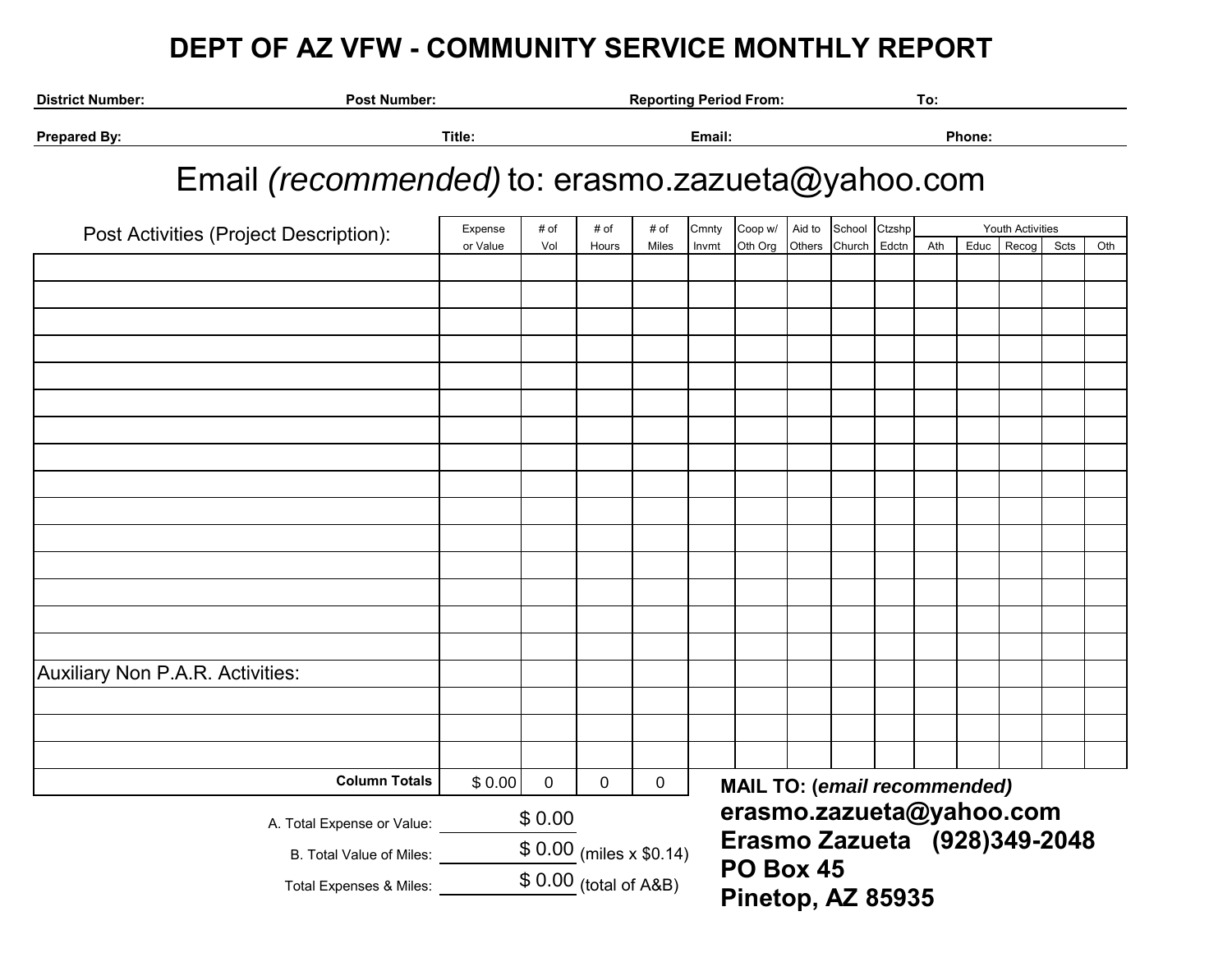# DEPT OF AZ VFW - COMMUNITY SERVICE MONTHLY REPORT

**District Number:** **Post Number:** **Reporting Period From:** **To:**

**Prepared By:** **Title:** **Email:** **Phone:**

## Email *(recommended)* to: erasmo.zazueta@yahoo.com

| Post Activities (Project Description): | Expense or Value | # of Vol | # of Hours | # of Miles | Cmnty Invmt | Coop w/ Oth Org | Aid to Others | School Church | Ctzshp Edctn | Youth Activities | | | | |
|---|---|---|---|---|---|---|---|---|---|---|---|---|---|---|
| | | | | | | | | | | Ath | Educ | Recog | Scts | Oth |
| | | | | | | | | | | | | | | |
| | | | | | | | | | | | | | | |
| | | | | | | | | | | | | | | |
| | | | | | | | | | | | | | | |
| | | | | | | | | | | | | | | |
| | | | | | | | | | | | | | | |
| | | | | | | | | | | | | | | |
| | | | | | | | | | | | | | | |
| | | | | | | | | | | | | | | |
| | | | | | | | | | | | | | | |
| | | | | | | | | | | | | | | |
| | | | | | | | | | | | | | | |
| | | | | | | | | | | | | | | |
| | | | | | | | | | | | | | | |
| | | | | | | | | | | | | | | |
| Auxiliary Non P.A.R. Activities: | | | | | | | | | | | | | | |
| | | | | | | | | | | | | | | |
| | | | | | | | | | | | | | | |
| | | | | | | | | | | | | | | |
| **Column Totals** | $ 0.00 | 0 | 0 | 0 | | | | | | | | | | |

A. Total Expense or Value: $ 0.00

B. Total Value of Miles: $ 0.00 (miles x $0.14)

Total Expenses & Miles: $ 0.00 (total of A&B)

**MAIL TO: (*email recommended)***

**erasmo.zazueta@yahoo.com**
**Erasmo Zazueta (928)349-2048**
**PO Box 45**
**Pinetop, AZ 85935**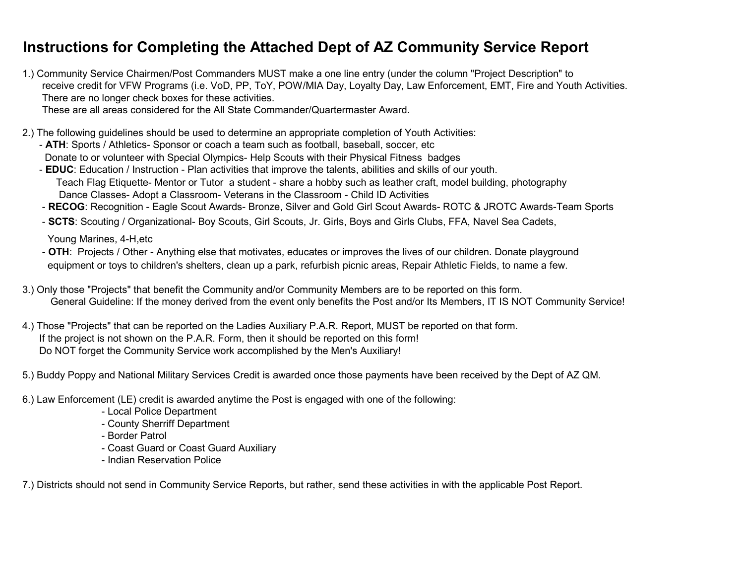# Instructions for Completing the Attached Dept of AZ Community Service Report

1.) Community Service Chairmen/Post Commanders MUST make a one line entry (under the column "Project Description" to receive credit for VFW Programs (i.e. VoD, PP, ToY, POW/MIA Day, Loyalty Day, Law Enforcement, EMT, Fire and Youth Activities. There are no longer check boxes for these activities. These are all areas considered for the All State Commander/Quartermaster Award.

2.) The following guidelines should be used to determine an appropriate completion of Youth Activities:

- **ATH**: Sports / Athletics- Sponsor or coach a team such as football, baseball, soccer, etc
  Donate to or volunteer with Special Olympics- Help Scouts with their Physical Fitness badges
- **EDUC**: Education / Instruction - Plan activities that improve the talents, abilities and skills of our youth.
  Teach Flag Etiquette- Mentor or Tutor a student - share a hobby such as leather craft, model building, photography
  Dance Classes- Adopt a Classroom- Veterans in the Classroom - Child ID Activities
- **RECOG**: Recognition - Eagle Scout Awards- Bronze, Silver and Gold Girl Scout Awards- ROTC & JROTC Awards-Team Sports
- **SCTS**: Scouting / Organizational- Boy Scouts, Girl Scouts, Jr. Girls, Boys and Girls Clubs, FFA, Navel Sea Cadets,
  Young Marines, 4-H,etc
- **OTH**: Projects / Other - Anything else that motivates, educates or improves the lives of our children. Donate playground equipment or toys to children's shelters, clean up a park, refurbish picnic areas, Repair Athletic Fields, to name a few.

3.) Only those "Projects" that benefit the Community and/or Community Members are to be reported on this form.
General Guideline: If the money derived from the event only benefits the Post and/or Its Members, IT IS NOT Community Service!

4.) Those "Projects" that can be reported on the Ladies Auxiliary P.A.R. Report, MUST be reported on that form.
If the project is not shown on the P.A.R. Form, then it should be reported on this form!
Do NOT forget the Community Service work accomplished by the Men's Auxiliary!

5.) Buddy Poppy and National Military Services Credit is awarded once those payments have been received by the Dept of AZ QM.

6.) Law Enforcement (LE) credit is awarded anytime the Post is engaged with one of the following:

- Local Police Department
- County Sherriff Department
- Border Patrol
- Coast Guard or Coast Guard Auxiliary
- Indian Reservation Police

7.) Districts should not send in Community Service Reports, but rather, send these activities in with the applicable Post Report.